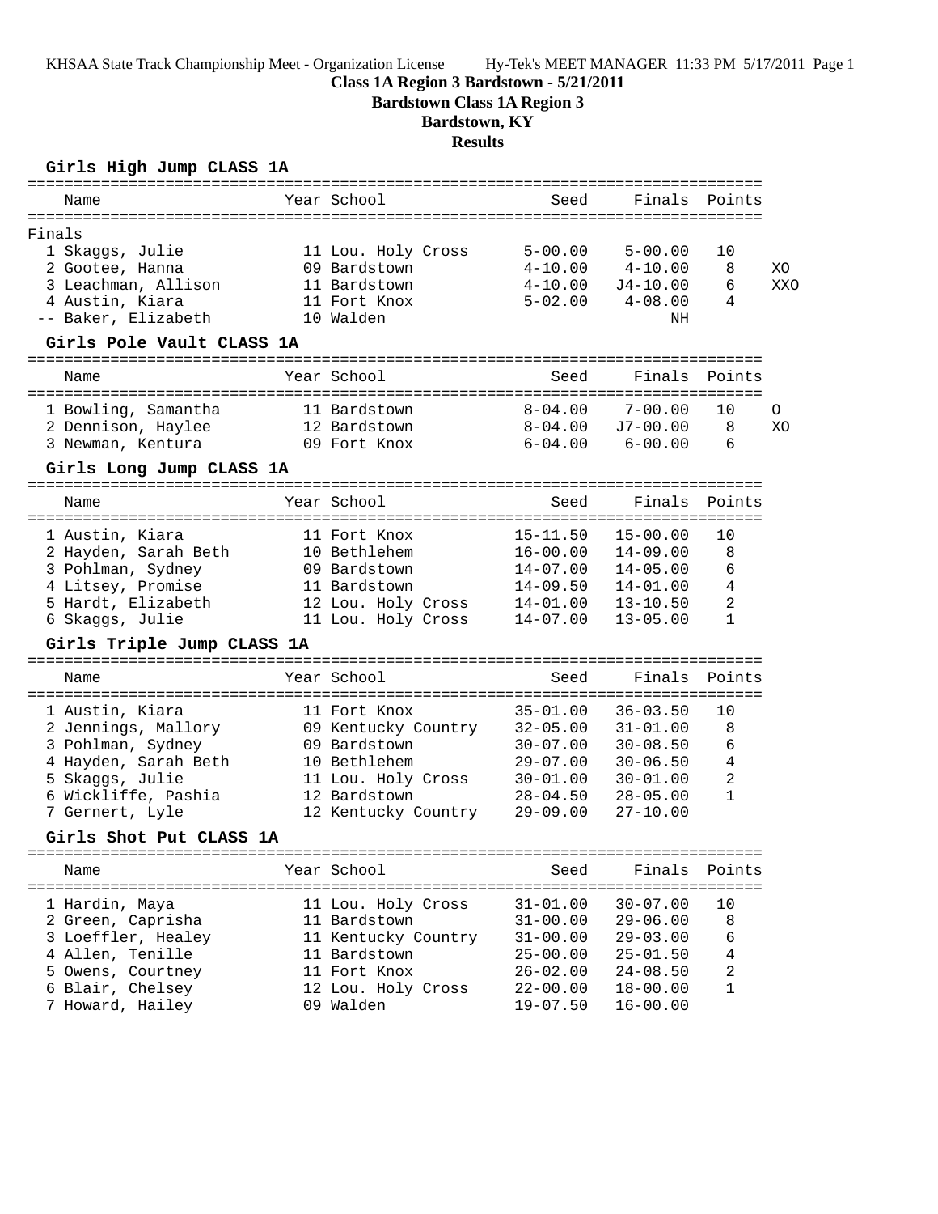KHSAA State Track Championship Meet - Organization License Hy-Tek's MEET MANAGER 11:33 PM 5/17/2011 Page 1

**Class 1A Region 3 Bardstown - 5/21/2011**

**Bardstown Class 1A Region 3**

**Bardstown, KY**

**Results**

### Girls High Jump CLASS 1A

Finals

| Place | Name | Year | School | Seed | Finals | Points | |
|---|---|---|---|---|---|---|---|
| 1 | Skaggs, Julie | 11 | Lou. Holy Cross | 5-00.00 | 5-00.00 | 10 | |
| 2 | Gootee, Hanna | 09 | Bardstown | 4-10.00 | 4-10.00 | 8 | XO |
| 3 | Leachman, Allison | 11 | Bardstown | 4-10.00 | J4-10.00 | 6 | XXO |
| 4 | Austin, Kiara | 11 | Fort Knox | 5-02.00 | 4-08.00 | 4 | |
| -- | Baker, Elizabeth | 10 | Walden | | NH | | |

### Girls Pole Vault CLASS 1A

| Place | Name | Year | School | Seed | Finals | Points | |
|---|---|---|---|---|---|---|---|
| 1 | Bowling, Samantha | 11 | Bardstown | 8-04.00 | 7-00.00 | 10 | O |
| 2 | Dennison, Haylee | 12 | Bardstown | 8-04.00 | J7-00.00 | 8 | XO |
| 3 | Newman, Kentura | 09 | Fort Knox | 6-04.00 | 6-00.00 | 6 | |

### Girls Long Jump CLASS 1A

| Place | Name | Year | School | Seed | Finals | Points |
|---|---|---|---|---|---|---|
| 1 | Austin, Kiara | 11 | Fort Knox | 15-11.50 | 15-00.00 | 10 |
| 2 | Hayden, Sarah Beth | 10 | Bethlehem | 16-00.00 | 14-09.00 | 8 |
| 3 | Pohlman, Sydney | 09 | Bardstown | 14-07.00 | 14-05.00 | 6 |
| 4 | Litsey, Promise | 11 | Bardstown | 14-09.50 | 14-01.00 | 4 |
| 5 | Hardt, Elizabeth | 12 | Lou. Holy Cross | 14-01.00 | 13-10.50 | 2 |
| 6 | Skaggs, Julie | 11 | Lou. Holy Cross | 14-07.00 | 13-05.00 | 1 |

### Girls Triple Jump CLASS 1A

| Place | Name | Year | School | Seed | Finals | Points |
|---|---|---|---|---|---|---|
| 1 | Austin, Kiara | 11 | Fort Knox | 35-01.00 | 36-03.50 | 10 |
| 2 | Jennings, Mallory | 09 | Kentucky Country | 32-05.00 | 31-01.00 | 8 |
| 3 | Pohlman, Sydney | 09 | Bardstown | 30-07.00 | 30-08.50 | 6 |
| 4 | Hayden, Sarah Beth | 10 | Bethlehem | 29-07.00 | 30-06.50 | 4 |
| 5 | Skaggs, Julie | 11 | Lou. Holy Cross | 30-01.00 | 30-01.00 | 2 |
| 6 | Wickliffe, Pashia | 12 | Bardstown | 28-04.50 | 28-05.00 | 1 |
| 7 | Gernert, Lyle | 12 | Kentucky Country | 29-09.00 | 27-10.00 | |

### Girls Shot Put CLASS 1A

| Place | Name | Year | School | Seed | Finals | Points |
|---|---|---|---|---|---|---|
| 1 | Hardin, Maya | 11 | Lou. Holy Cross | 31-01.00 | 30-07.00 | 10 |
| 2 | Green, Caprisha | 11 | Bardstown | 31-00.00 | 29-06.00 | 8 |
| 3 | Loeffler, Healey | 11 | Kentucky Country | 31-00.00 | 29-03.00 | 6 |
| 4 | Allen, Tenille | 11 | Bardstown | 25-00.00 | 25-01.50 | 4 |
| 5 | Owens, Courtney | 11 | Fort Knox | 26-02.00 | 24-08.50 | 2 |
| 6 | Blair, Chelsey | 12 | Lou. Holy Cross | 22-00.00 | 18-00.00 | 1 |
| 7 | Howard, Hailey | 09 | Walden | 19-07.50 | 16-00.00 | |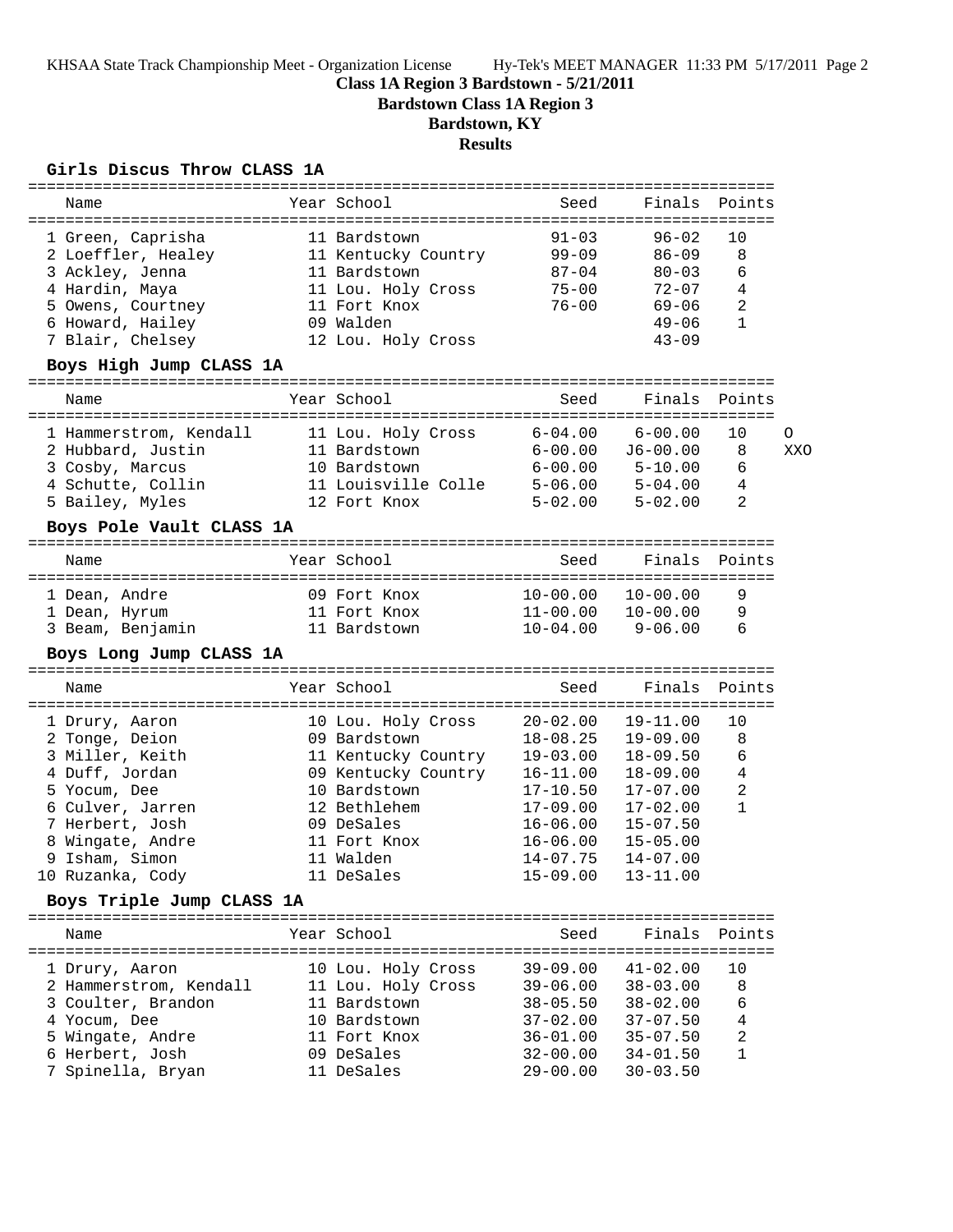**Class 1A Region 3 Bardstown - 5/21/2011**

**Bardstown Class 1A Region 3**

**Bardstown, KY**

**Results**

### Girls Discus Throw CLASS 1A

| Name | Year | School | Seed | Finals | Points |
|---|---|---|---|---|---|
| 1 Green, Caprisha | 11 | Bardstown | 91-03 | 96-02 | 10 |
| 2 Loeffler, Healey | 11 | Kentucky Country | 99-09 | 86-09 | 8 |
| 3 Ackley, Jenna | 11 | Bardstown | 87-04 | 80-03 | 6 |
| 4 Hardin, Maya | 11 | Lou. Holy Cross | 75-00 | 72-07 | 4 |
| 5 Owens, Courtney | 11 | Fort Knox | 76-00 | 69-06 | 2 |
| 6 Howard, Hailey | 09 | Walden | | 49-06 | 1 |
| 7 Blair, Chelsey | 12 | Lou. Holy Cross | | 43-09 | |

### Boys High Jump CLASS 1A

| Name | Year | School | Seed | Finals | Points | |
|---|---|---|---|---|---|---|
| 1 Hammerstrom, Kendall | 11 | Lou. Holy Cross | 6-04.00 | 6-00.00 | 10 | O |
| 2 Hubbard, Justin | 11 | Bardstown | 6-00.00 | J6-00.00 | 8 | XXO |
| 3 Cosby, Marcus | 10 | Bardstown | 6-00.00 | 5-10.00 | 6 | |
| 4 Schutte, Collin | 11 | Louisville Colle | 5-06.00 | 5-04.00 | 4 | |
| 5 Bailey, Myles | 12 | Fort Knox | 5-02.00 | 5-02.00 | 2 | |

### Boys Pole Vault CLASS 1A

| Name | Year | School | Seed | Finals | Points |
|---|---|---|---|---|---|
| 1 Dean, Andre | 09 | Fort Knox | 10-00.00 | 10-00.00 | 9 |
| 1 Dean, Hyrum | 11 | Fort Knox | 11-00.00 | 10-00.00 | 9 |
| 3 Beam, Benjamin | 11 | Bardstown | 10-04.00 | 9-06.00 | 6 |

### Boys Long Jump CLASS 1A

| Name | Year | School | Seed | Finals | Points |
|---|---|---|---|---|---|
| 1 Drury, Aaron | 10 | Lou. Holy Cross | 20-02.00 | 19-11.00 | 10 |
| 2 Tonge, Deion | 09 | Bardstown | 18-08.25 | 19-09.00 | 8 |
| 3 Miller, Keith | 11 | Kentucky Country | 19-03.00 | 18-09.50 | 6 |
| 4 Duff, Jordan | 09 | Kentucky Country | 16-11.00 | 18-09.00 | 4 |
| 5 Yocum, Dee | 10 | Bardstown | 17-10.50 | 17-07.00 | 2 |
| 6 Culver, Jarren | 12 | Bethlehem | 17-09.00 | 17-02.00 | 1 |
| 7 Herbert, Josh | 09 | DeSales | 16-06.00 | 15-07.50 | |
| 8 Wingate, Andre | 11 | Fort Knox | 16-06.00 | 15-05.00 | |
| 9 Isham, Simon | 11 | Walden | 14-07.75 | 14-07.00 | |
| 10 Ruzanka, Cody | 11 | DeSales | 15-09.00 | 13-11.00 | |

### Boys Triple Jump CLASS 1A

| Name | Year | School | Seed | Finals | Points |
|---|---|---|---|---|---|
| 1 Drury, Aaron | 10 | Lou. Holy Cross | 39-09.00 | 41-02.00 | 10 |
| 2 Hammerstrom, Kendall | 11 | Lou. Holy Cross | 39-06.00 | 38-03.00 | 8 |
| 3 Coulter, Brandon | 11 | Bardstown | 38-05.50 | 38-02.00 | 6 |
| 4 Yocum, Dee | 10 | Bardstown | 37-02.00 | 37-07.50 | 4 |
| 5 Wingate, Andre | 11 | Fort Knox | 36-01.00 | 35-07.50 | 2 |
| 6 Herbert, Josh | 09 | DeSales | 32-00.00 | 34-01.50 | 1 |
| 7 Spinella, Bryan | 11 | DeSales | 29-00.00 | 30-03.50 | |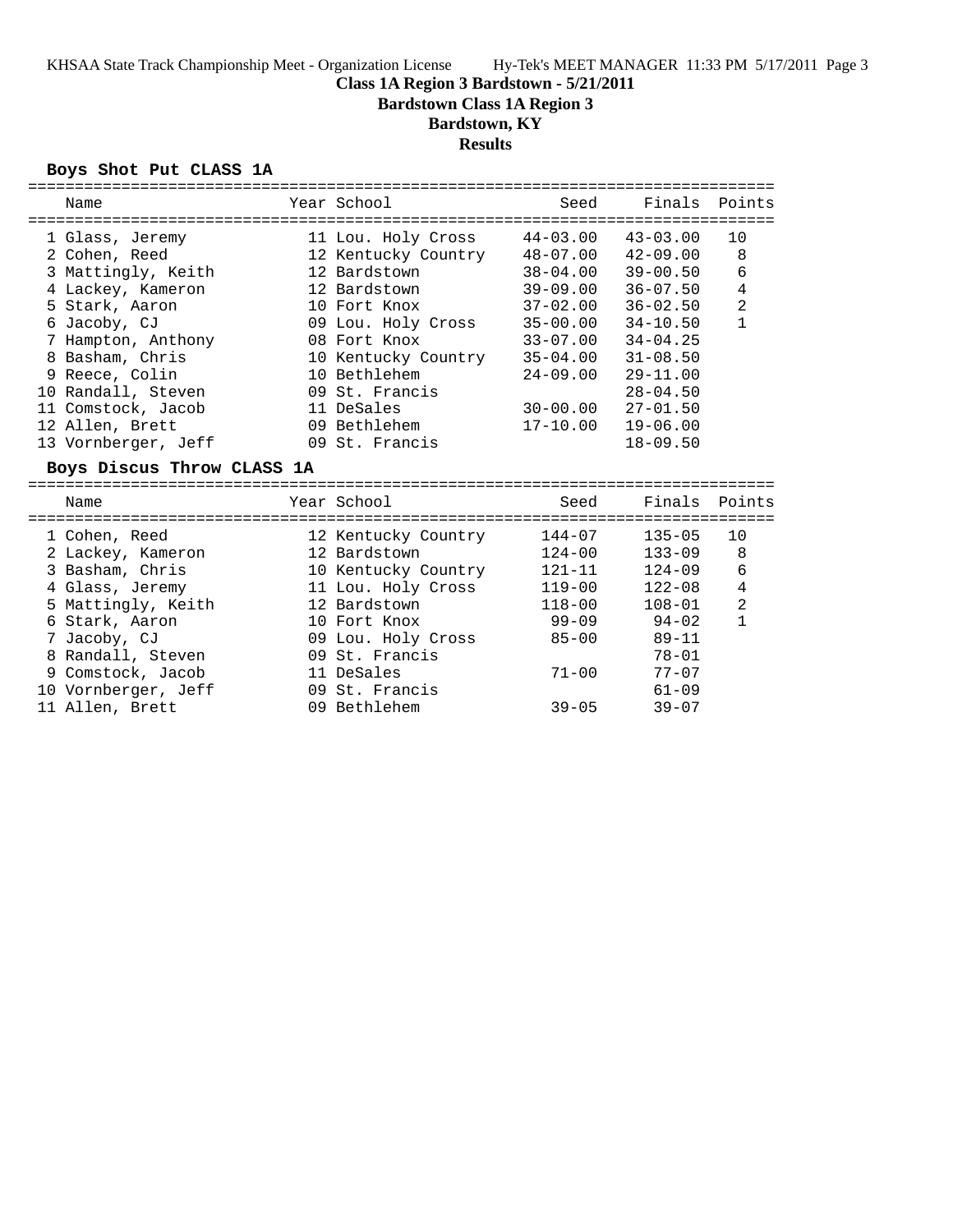**Class 1A Region 3 Bardstown - 5/21/2011**

**Bardstown Class 1A Region 3**

**Bardstown, KY**

**Results**

### Boys Shot Put CLASS 1A

| | Name | Year | School | Seed | Finals | Points |
|---|---|---|---|---|---|---|
| 1 | Glass, Jeremy | 11 | Lou. Holy Cross | 44-03.00 | 43-03.00 | 10 |
| 2 | Cohen, Reed | 12 | Kentucky Country | 48-07.00 | 42-09.00 | 8 |
| 3 | Mattingly, Keith | 12 | Bardstown | 38-04.00 | 39-00.50 | 6 |
| 4 | Lackey, Kameron | 12 | Bardstown | 39-09.00 | 36-07.50 | 4 |
| 5 | Stark, Aaron | 10 | Fort Knox | 37-02.00 | 36-02.50 | 2 |
| 6 | Jacoby, CJ | 09 | Lou. Holy Cross | 35-00.00 | 34-10.50 | 1 |
| 7 | Hampton, Anthony | 08 | Fort Knox | 33-07.00 | 34-04.25 | |
| 8 | Basham, Chris | 10 | Kentucky Country | 35-04.00 | 31-08.50 | |
| 9 | Reece, Colin | 10 | Bethlehem | 24-09.00 | 29-11.00 | |
| 10 | Randall, Steven | 09 | St. Francis | | 28-04.50 | |
| 11 | Comstock, Jacob | 11 | DeSales | 30-00.00 | 27-01.50 | |
| 12 | Allen, Brett | 09 | Bethlehem | 17-10.00 | 19-06.00 | |
| 13 | Vornberger, Jeff | 09 | St. Francis | | 18-09.50 | |

### Boys Discus Throw CLASS 1A

| | Name | Year | School | Seed | Finals | Points |
|---|---|---|---|---|---|---|
| 1 | Cohen, Reed | 12 | Kentucky Country | 144-07 | 135-05 | 10 |
| 2 | Lackey, Kameron | 12 | Bardstown | 124-00 | 133-09 | 8 |
| 3 | Basham, Chris | 10 | Kentucky Country | 121-11 | 124-09 | 6 |
| 4 | Glass, Jeremy | 11 | Lou. Holy Cross | 119-00 | 122-08 | 4 |
| 5 | Mattingly, Keith | 12 | Bardstown | 118-00 | 108-01 | 2 |
| 6 | Stark, Aaron | 10 | Fort Knox | 99-09 | 94-02 | 1 |
| 7 | Jacoby, CJ | 09 | Lou. Holy Cross | 85-00 | 89-11 | |
| 8 | Randall, Steven | 09 | St. Francis | | 78-01 | |
| 9 | Comstock, Jacob | 11 | DeSales | 71-00 | 77-07 | |
| 10 | Vornberger, Jeff | 09 | St. Francis | | 61-09 | |
| 11 | Allen, Brett | 09 | Bethlehem | 39-05 | 39-07 | |